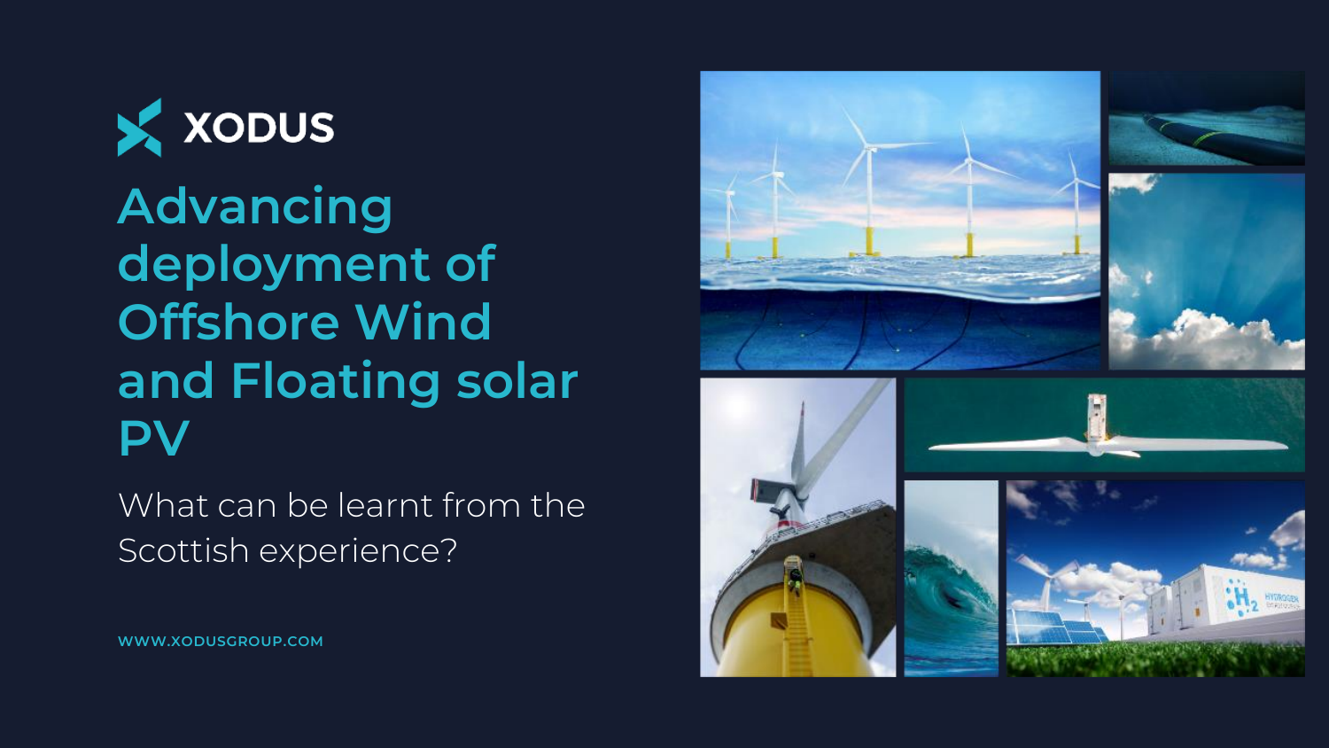XODUS

# Advancing deployment of Offshore Wind and Floating solar PV

## What can be learnt from the Scottish experience?

WWW.XODUSGROUP.COM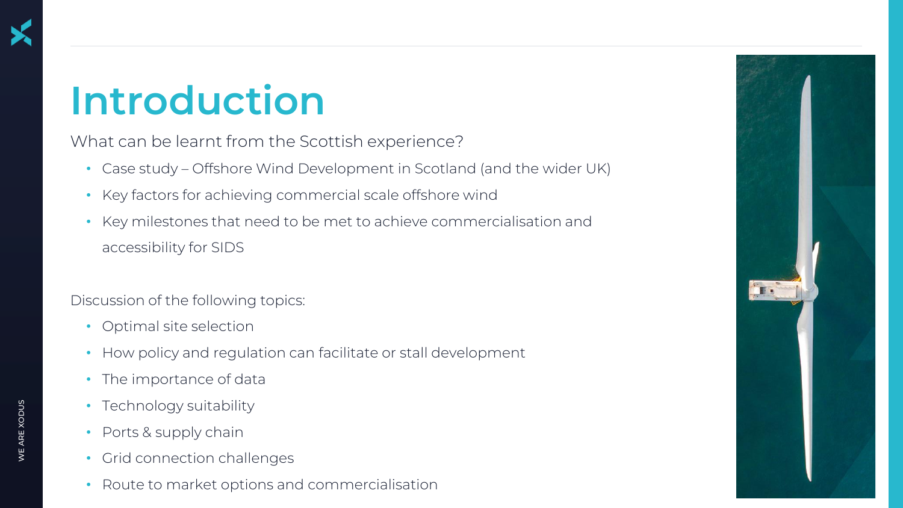# Introduction

What can be learnt from the Scottish experience?

- Case study – Offshore Wind Development in Scotland (and the wider UK)
- Key factors for achieving commercial scale offshore wind
- Key milestones that need to be met to achieve commercialisation and accessibility for SIDS

Discussion of the following topics:

- Optimal site selection
- How policy and regulation can facilitate or stall development
- The importance of data
- Technology suitability
- Ports & supply chain
- Grid connection challenges
- Route to market options and commercialisation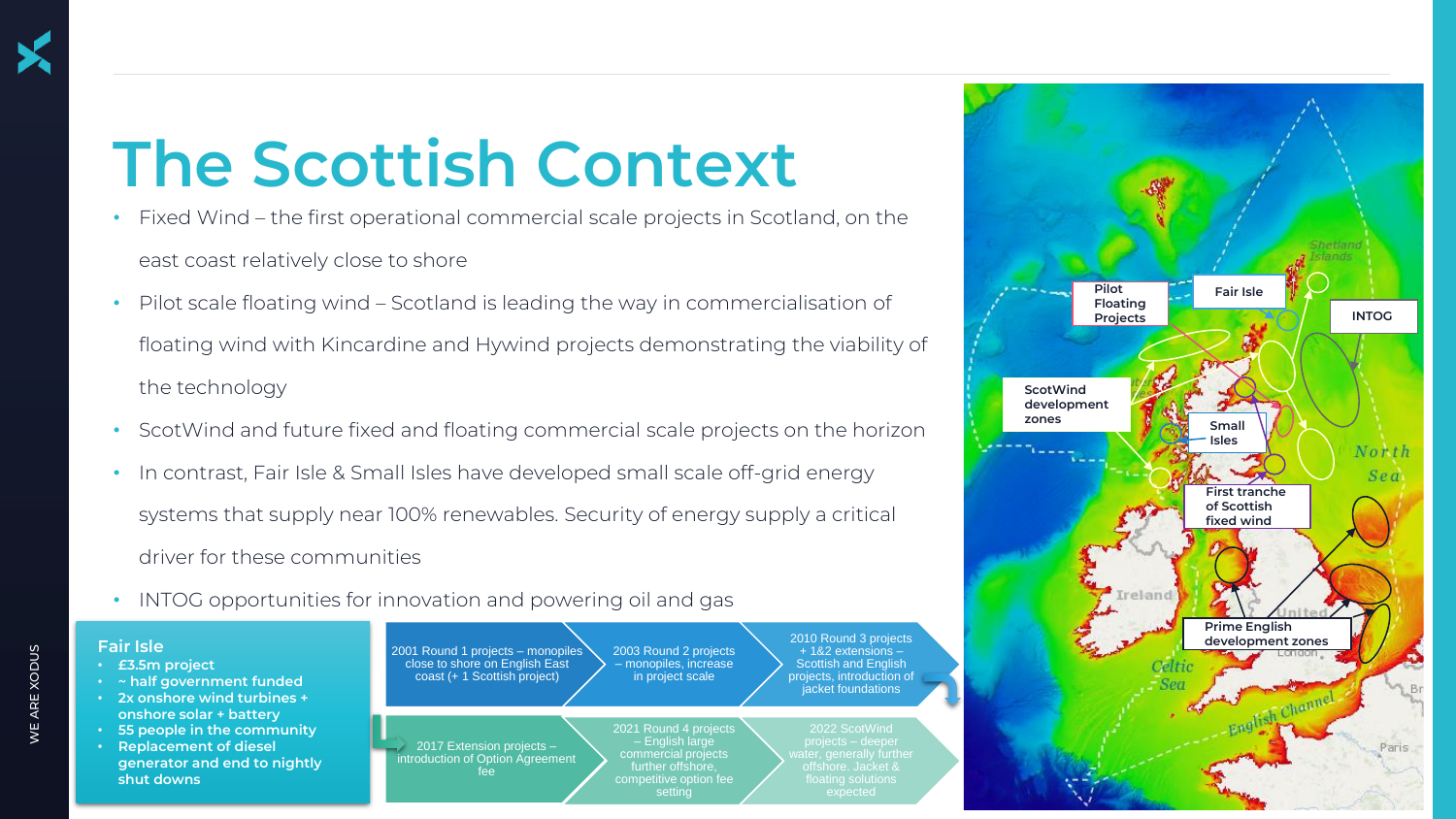# The Scottish Context

- Fixed Wind – the first operational commercial scale projects in Scotland, on the east coast relatively close to shore
- Pilot scale floating wind – Scotland is leading the way in commercialisation of floating wind with Kincardine and Hywind projects demonstrating the viability of the technology
- ScotWind and future fixed and floating commercial scale projects on the horizon
- In contrast, Fair Isle & Small Isles have developed small scale off-grid energy systems that supply near 100% renewables. Security of energy supply a critical driver for these communities
- INTOG opportunities for innovation and powering oil and gas

**Fair Isle**

- **£3.5m project**
- **~ half government funded**
- **2x onshore wind turbines + onshore solar + battery**
- **55 people in the community**
- **Replacement of diesel generator and end to nightly shut downs**

2001 Round 1 projects – monopiles close to shore on English East coast (+ 1 Scottish project)

2003 Round 2 projects – monopiles, increase in project scale

2010 Round 3 projects + 1&2 extensions – Scottish and English projects, introduction of jacket foundations

2017 Extension projects – introduction of Option Agreement fee

2021 Round 4 projects – English large commercial projects further offshore, competitive option fee setting

2022 ScotWind projects – deeper water, generally further offshore. Jacket & floating solutions expected

Pilot Floating Projects

Fair Isle

INTOG

ScotWind development zones

Small Isles

First tranche of Scottish fixed wind

Prime English development zones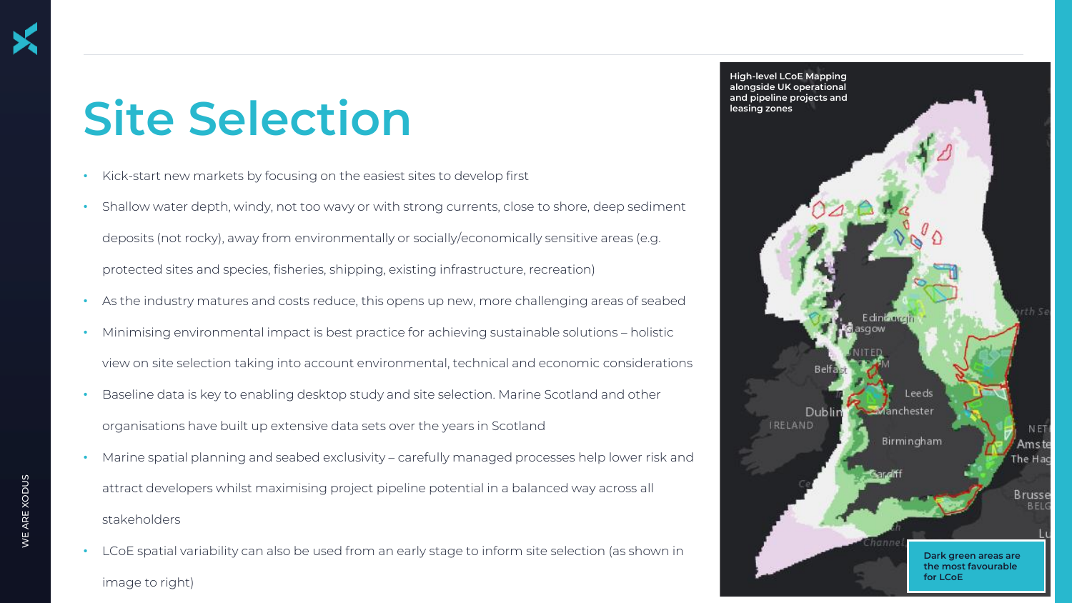# Site Selection

- Kick-start new markets by focusing on the easiest sites to develop first
- Shallow water depth, windy, not too wavy or with strong currents, close to shore, deep sediment deposits (not rocky), away from environmentally or socially/economically sensitive areas (e.g. protected sites and species, fisheries, shipping, existing infrastructure, recreation)
- As the industry matures and costs reduce, this opens up new, more challenging areas of seabed
- Minimising environmental impact is best practice for achieving sustainable solutions – holistic view on site selection taking into account environmental, technical and economic considerations
- Baseline data is key to enabling desktop study and site selection. Marine Scotland and other organisations have built up extensive data sets over the years in Scotland
- Marine spatial planning and seabed exclusivity – carefully managed processes help lower risk and attract developers whilst maximising project pipeline potential in a balanced way across all stakeholders
- LCoE spatial variability can also be used from an early stage to inform site selection (as shown in image to right)

**High-level LCoE Mapping alongside UK operational and pipeline projects and leasing zones**

**Dark green areas are the most favourable for LCoE**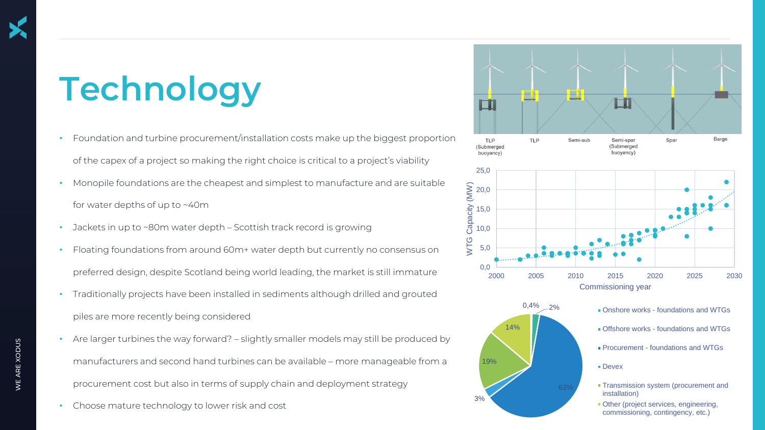# Technology

- Foundation and turbine procurement/installation costs make up the biggest proportion of the capex of a project so making the right choice is critical to a project's viability
- Monopile foundations are the cheapest and simplest to manufacture and are suitable for water depths of up to ~40m
- Jackets in up to ~80m water depth – Scottish track record is growing
- Floating foundations from around 60m+ water depth but currently no consensus on preferred design, despite Scotland being world leading, the market is still immature
- Traditionally projects have been installed in sediments although drilled and grouted piles are more recently being considered
- Are larger turbines the way forward? – slightly smaller models may still be produced by manufacturers and second hand turbines can be available – more manageable from a procurement cost but also in terms of supply chain and deployment strategy
- Choose mature technology to lower risk and cost

TLP (Submerged buoyancy) | TLP | Semi-sub | Semi-spar (Submerged buoyancy) | Spar | Barge

WTG Capacity (MW) vs Commissioning year (2000–2030)

| Category | Share |
|---|---|
| Onshore works - foundations and WTGs | 0,4% |
| Offshore works - foundations and WTGs | 2% |
| Procurement - foundations and WTGs | 62% |
| Devex | 3% |
| Transmission system (procurement and installation) | 19% |
| Other (project services, engineering, commissioning, contingency, etc.) | 14% |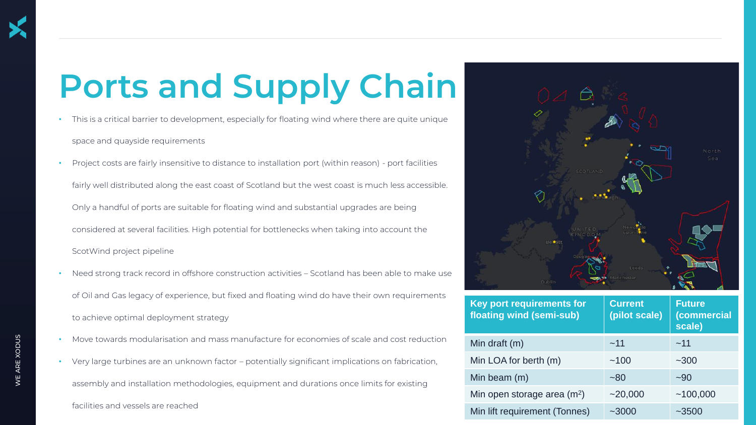# Ports and Supply Chain

- This is a critical barrier to development, especially for floating wind where there are quite unique space and quayside requirements
- Project costs are fairly insensitive to distance to installation port (within reason) - port facilities fairly well distributed along the east coast of Scotland but the west coast is much less accessible. Only a handful of ports are suitable for floating wind and substantial upgrades are being considered at several facilities. High potential for bottlenecks when taking into account the ScotWind project pipeline
- Need strong track record in offshore construction activities – Scotland has been able to make use of Oil and Gas legacy of experience, but fixed and floating wind do have their own requirements to achieve optimal deployment strategy
- Move towards modularisation and mass manufacture for economies of scale and cost reduction
- Very large turbines are an unknown factor – potentially significant implications on fabrication, assembly and installation methodologies, equipment and durations once limits for existing facilities and vessels are reached

| Key port requirements for floating wind (semi-sub) | Current (pilot scale) | Future (commercial scale) |
|---|---|---|
| Min draft (m) | ~11 | ~11 |
| Min LOA for berth (m) | ~100 | ~300 |
| Min beam (m) | ~80 | ~90 |
| Min open storage area ($m^2$) | ~20,000 | ~100,000 |
| Min lift requirement (Tonnes) | ~3000 | ~3500 |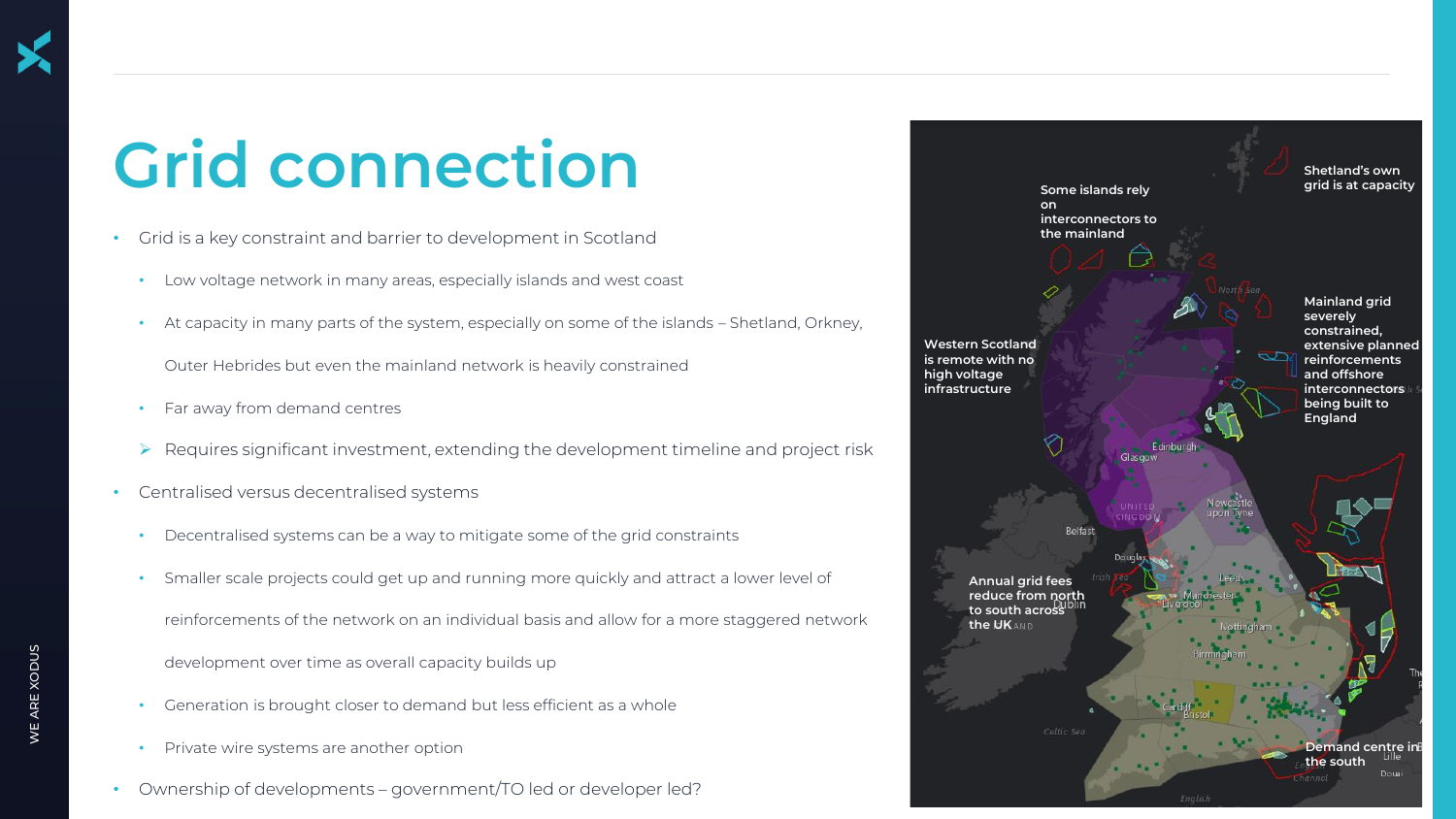# Grid connection

- Grid is a key constraint and barrier to development in Scotland
  - Low voltage network in many areas, especially islands and west coast
  - At capacity in many parts of the system, especially on some of the islands – Shetland, Orkney, Outer Hebrides but even the mainland network is heavily constrained
  - Far away from demand centres
  - ➢ Requires significant investment, extending the development timeline and project risk
- Centralised versus decentralised systems
  - Decentralised systems can be a way to mitigate some of the grid constraints
  - Smaller scale projects could get up and running more quickly and attract a lower level of reinforcements of the network on an individual basis and allow for a more staggered network development over time as overall capacity builds up
  - Generation is brought closer to demand but less efficient as a whole
  - Private wire systems are another option
- Ownership of developments – government/TO led or developer led?

Shetland's own grid is at capacity

Some islands rely on interconnectors to the mainland

Mainland grid severely constrained, extensive planned reinforcements and offshore interconnectors being built to England

Western Scotland is remote with no high voltage infrastructure

Annual grid fees reduce from north to south across the UK

Demand centre in the south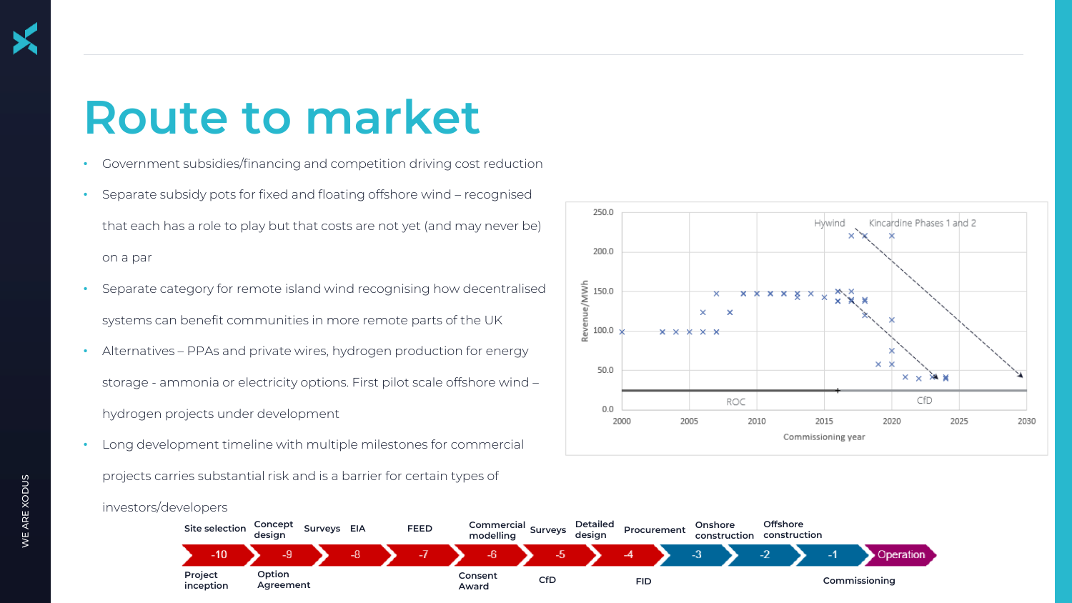# Route to market

- Government subsidies/financing and competition driving cost reduction
- Separate subsidy pots for fixed and floating offshore wind – recognised that each has a role to play but that costs are not yet (and may never be) on a par
- Separate category for remote island wind recognising how decentralised systems can benefit communities in more remote parts of the UK
- Alternatives – PPAs and private wires, hydrogen production for energy storage - ammonia or electricity options. First pilot scale offshore wind – hydrogen projects under development
- Long development timeline with multiple milestones for commercial projects carries substantial risk and is a barrier for certain types of investors/developers

| -10 | -9 | -8 | -8 | -7 | -6 | -5 | -4 | -3 | -2 | -1 | Operation |
|---|---|---|---|---|---|---|---|---|---|---|---|
| Site selection | Concept design | Surveys | EIA | FEED | Commercial modelling | Surveys | Detailed design | Procurement | Onshore construction | Offshore construction | |
| Project inception | Option Agreement | | | | Consent Award | CfD | | FID | | Commissioning | |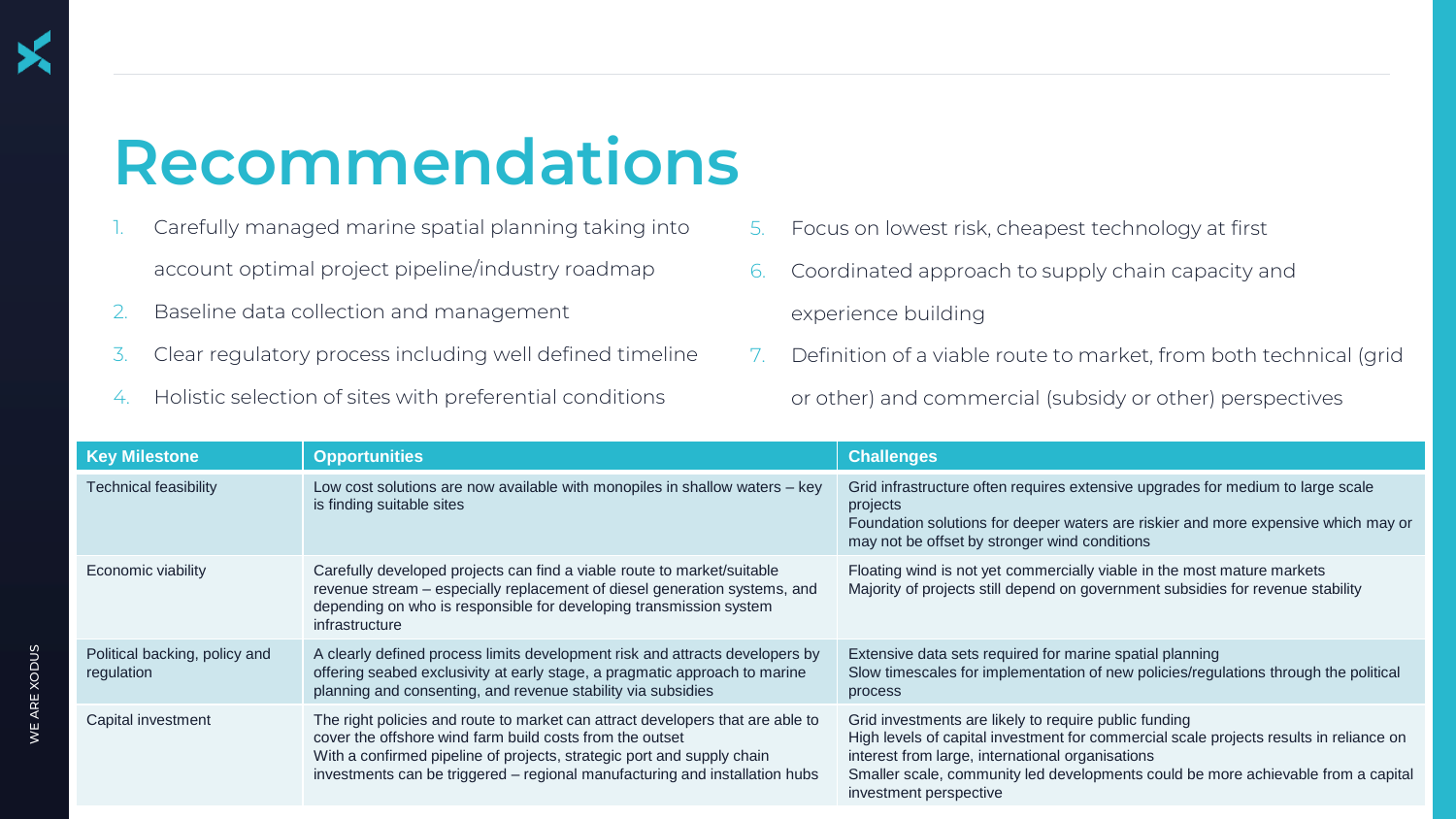# Recommendations

1. Carefully managed marine spatial planning taking into account optimal project pipeline/industry roadmap
2. Baseline data collection and management
3. Clear regulatory process including well defined timeline
4. Holistic selection of sites with preferential conditions
5. Focus on lowest risk, cheapest technology at first
6. Coordinated approach to supply chain capacity and experience building
7. Definition of a viable route to market, from both technical (grid or other) and commercial (subsidy or other) perspectives

| Key Milestone | Opportunities | Challenges |
|---|---|---|
| Technical feasibility | Low cost solutions are now available with monopiles in shallow waters – key is finding suitable sites | Grid infrastructure often requires extensive upgrades for medium to large scale projects<br>Foundation solutions for deeper waters are riskier and more expensive which may or may not be offset by stronger wind conditions |
| Economic viability | Carefully developed projects can find a viable route to market/suitable revenue stream – especially replacement of diesel generation systems, and depending on who is responsible for developing transmission system infrastructure | Floating wind is not yet commercially viable in the most mature markets<br>Majority of projects still depend on government subsidies for revenue stability |
| Political backing, policy and regulation | A clearly defined process limits development risk and attracts developers by offering seabed exclusivity at early stage, a pragmatic approach to marine planning and consenting, and revenue stability via subsidies | Extensive data sets required for marine spatial planning<br>Slow timescales for implementation of new policies/regulations through the political process |
| Capital investment | The right policies and route to market can attract developers that are able to cover the offshore wind farm build costs from the outset<br>With a confirmed pipeline of projects, strategic port and supply chain investments can be triggered – regional manufacturing and installation hubs | Grid investments are likely to require public funding<br>High levels of capital investment for commercial scale projects results in reliance on interest from large, international organisations<br>Smaller scale, community led developments could be more achievable from a capital investment perspective |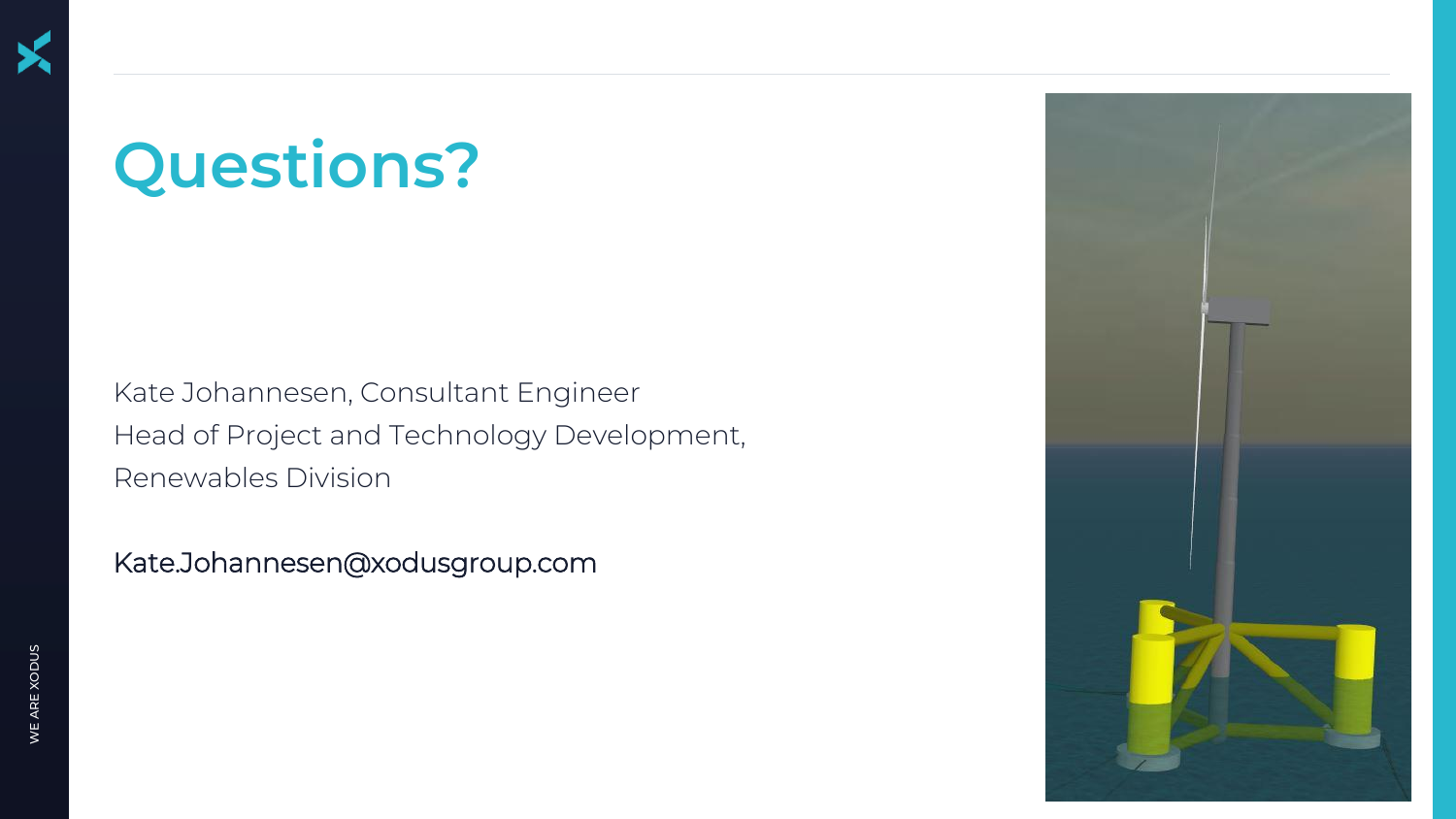# Questions?

Kate Johannesen, Consultant Engineer
Head of Project and Technology Development, Renewables Division

Kate.Johannesen@xodusgroup.com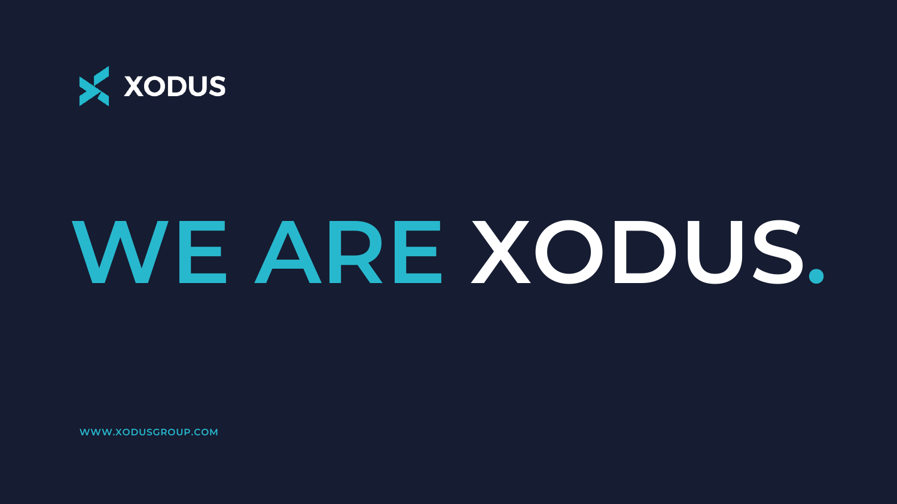XODUS

# WE ARE XODUS.

WWW.XODUSGROUP.COM